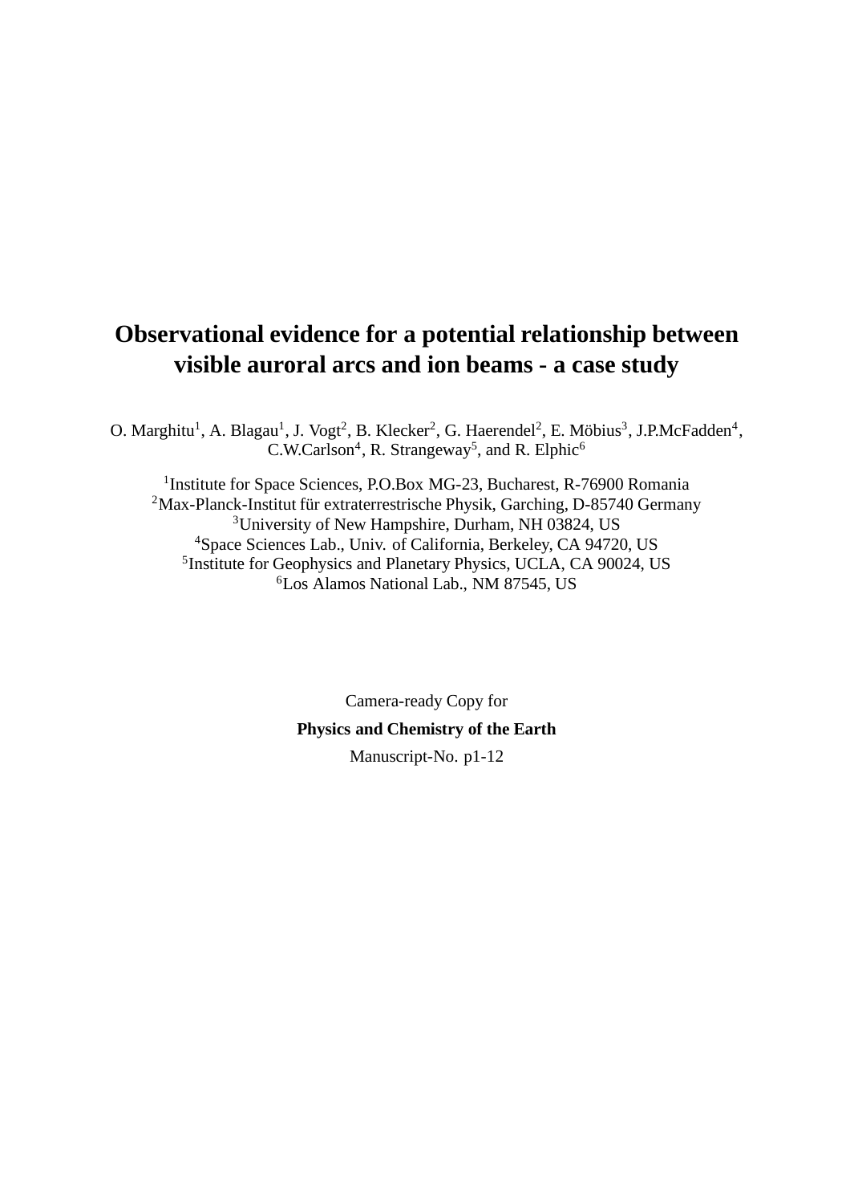# Observational evidence for a potential relationship between visible auroral arcs and ion beams - a case study

O. Marghitu[1], A. Blagau[1], J. Vogt[2], B. Klecker[2], G. Haerendel[2], E. Möbius[3], J.P.McFadden[4], C.W.Carlson[4], R. Strangeway[5], and R. Elphic[6]

[1]Institute for Space Sciences, P.O.Box MG-23, Bucharest, R-76900 Romania
[2]Max-Planck-Institut für extraterrestrische Physik, Garching, D-85740 Germany
[3]University of New Hampshire, Durham, NH 03824, US
[4]Space Sciences Lab., Univ. of California, Berkeley, CA 94720, US
[5]Institute for Geophysics and Planetary Physics, UCLA, CA 90024, US
[6]Los Alamos National Lab., NM 87545, US

Camera-ready Copy for

**Physics and Chemistry of the Earth**

Manuscript-No. p1-12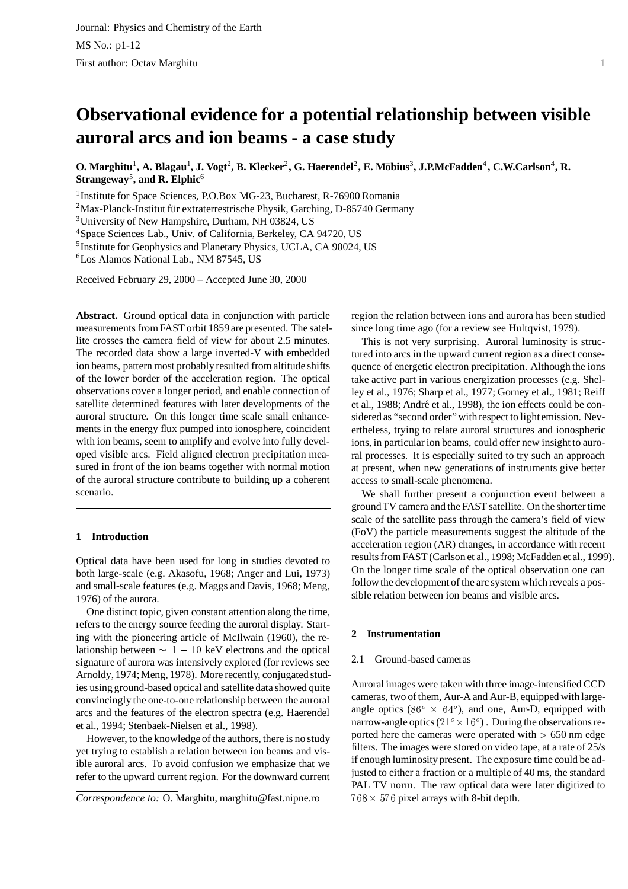# Observational evidence for a potential relationship between visible auroral arcs and ion beams - a case study

**O. Marghitu[1], A. Blagau[1], J. Vogt[2], B. Klecker[2], G. Haerendel[2], E. Möbius[3], J.P.McFadden[4], C.W.Carlson[4], R. Strangeway[5], and R. Elphic[6]**

[1]Institute for Space Sciences, P.O.Box MG-23, Bucharest, R-76900 Romania
[2]Max-Planck-Institut für extraterrestrische Physik, Garching, D-85740 Germany
[3]University of New Hampshire, Durham, NH 03824, US
[4]Space Sciences Lab., Univ. of California, Berkeley, CA 94720, US
[5]Institute for Geophysics and Planetary Physics, UCLA, CA 90024, US
[6]Los Alamos National Lab., NM 87545, US

Received February 29, 2000 – Accepted June 30, 2000

**Abstract.** Ground optical data in conjunction with particle measurements from FAST orbit 1859 are presented. The satellite crosses the camera field of view for about 2.5 minutes. The recorded data show a large inverted-V with embedded ion beams, pattern most probably resulted from altitude shifts of the lower border of the acceleration region. The optical observations cover a longer period, and enable connection of satellite determined features with later developments of the auroral structure. On this longer time scale small enhancements in the energy flux pumped into ionosphere, coincident with ion beams, seem to amplify and evolve into fully developed visible arcs. Field aligned electron precipitation measured in front of the ion beams together with normal motion of the auroral structure contribute to building up a coherent scenario.

## 1 Introduction

Optical data have been used for long in studies devoted to both large-scale (e.g. Akasofu, 1968; Anger and Lui, 1973) and small-scale features (e.g. Maggs and Davis, 1968; Meng, 1976) of the aurora.

One distinct topic, given constant attention along the time, refers to the energy source feeding the auroral display. Starting with the pioneering article of McIlwain (1960), the relationship between $\sim 1-10$ keV electrons and the optical signature of aurora was intensively explored (for reviews see Arnoldy, 1974; Meng, 1978). More recently, conjugated studies using ground-based optical and satellite data showed quite convincingly the one-to-one relationship between the auroral arcs and the features of the electron spectra (e.g. Haerendel et al., 1994; Stenbaek-Nielsen et al., 1998).

However, to the knowledge of the authors, there is no study yet trying to establish a relation between ion beams and visible auroral arcs. To avoid confusion we emphasize that we refer to the upward current region. For the downward current region the relation between ions and aurora has been studied since long time ago (for a review see Hultqvist, 1979).

This is not very surprising. Auroral luminosity is structured into arcs in the upward current region as a direct consequence of energetic electron precipitation. Although the ions take active part in various energization processes (e.g. Shelley et al., 1976; Sharp et al., 1977; Gorney et al., 1981; Reiff et al., 1988; André et al., 1998), the ion effects could be considered as "second order" with respect to light emission. Nevertheless, trying to relate auroral structures and ionospheric ions, in particular ion beams, could offer new insight to auroral processes. It is especially suited to try such an approach at present, when new generations of instruments give better access to small-scale phenomena.

We shall further present a conjunction event between a ground TV camera and the FAST satellite. On the shorter time scale of the satellite pass through the camera's field of view (FoV) the particle measurements suggest the altitude of the acceleration region (AR) changes, in accordance with recent results from FAST (Carlson et al., 1998; McFadden et al., 1999). On the longer time scale of the optical observation one can follow the development of the arc system which reveals a possible relation between ion beams and visible arcs.

## 2 Instrumentation

### 2.1 Ground-based cameras

Auroral images were taken with three image-intensified CCD cameras, two of them, Aur-A and Aur-B, equipped with large-angle optics ($86^o \times 64^o$), and one, Aur-D, equipped with narrow-angle optics ($21^o \times 16^o$). During the observations reported here the cameras were operated with $> 650$ nm edge filters. The images were stored on video tape, at a rate of 25/s if enough luminosity present. The exposure time could be adjusted to either a fraction or a multiple of 40 ms, the standard PAL TV norm. The raw optical data were later digitized to $768 \times 576$ pixel arrays with 8-bit depth.

*Correspondence to:* O. Marghitu, marghitu@fast.nipne.ro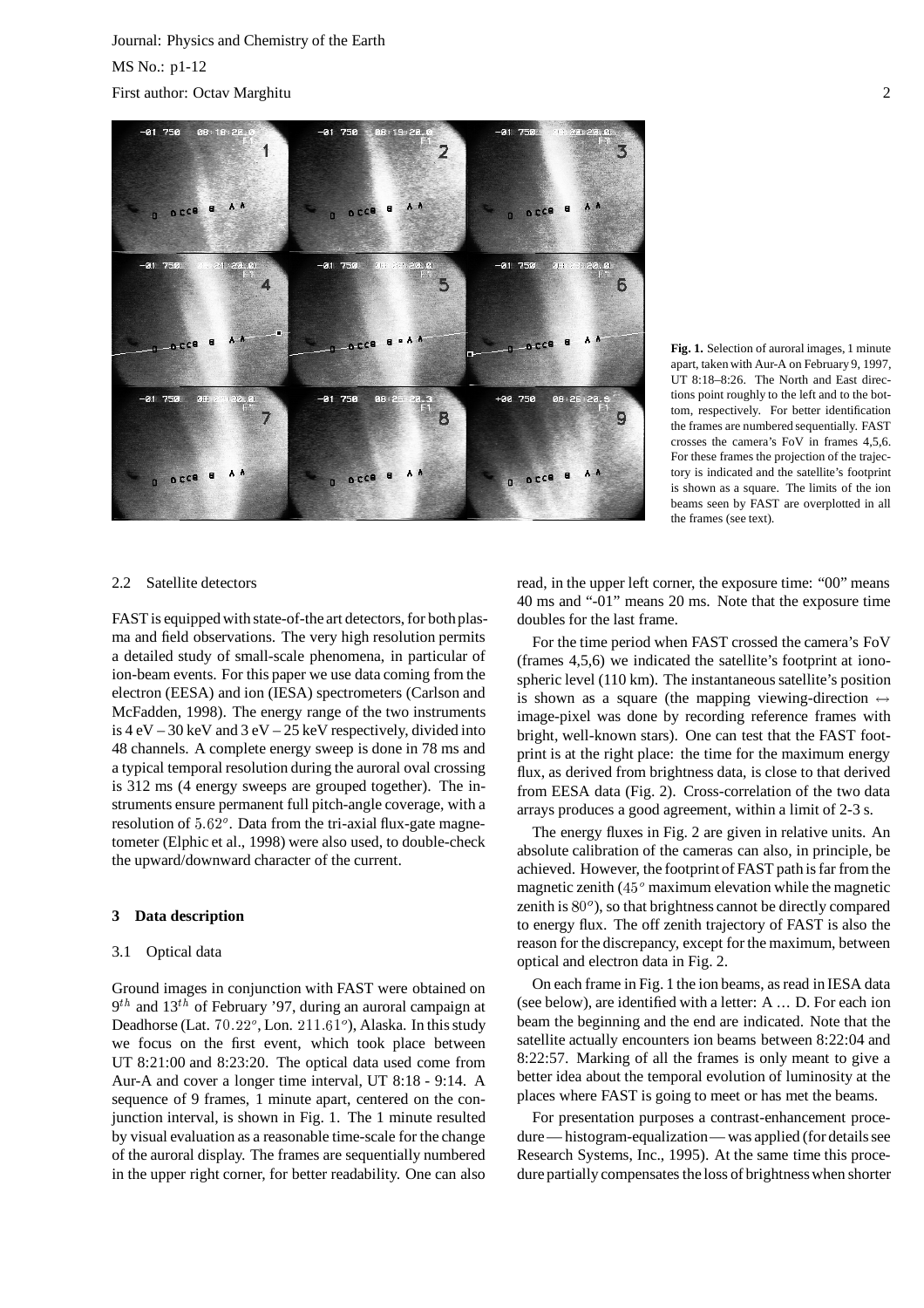**Fig. 1.** Selection of auroral images, 1 minute apart, taken with Aur-A on February 9, 1997, UT 8:18–8:26. The North and East directions point roughly to the left and to the bottom, respectively. For better identification the frames are numbered sequentially. FAST crosses the camera's FoV in frames 4,5,6. For these frames the projection of the trajectory is indicated and the satellite's footprint is shown as a square. The limits of the ion beams seen by FAST are overplotted in all the frames (see text).

### 2.2 Satellite detectors

FAST is equipped with state-of-the art detectors, for both plasma and field observations. The very high resolution permits a detailed study of small-scale phenomena, in particular of ion-beam events. For this paper we use data coming from the electron (EESA) and ion (IESA) spectrometers (Carlson and McFadden, 1998). The energy range of the two instruments is 4 eV – 30 keV and 3 eV – 25 keV respectively, divided into 48 channels. A complete energy sweep is done in 78 ms and a typical temporal resolution during the auroral oval crossing is 312 ms (4 energy sweeps are grouped together). The instruments ensure permanent full pitch-angle coverage, with a resolution of $5.62^o$. Data from the tri-axial flux-gate magnetometer (Elphic et al., 1998) were also used, to double-check the upward/downward character of the current.

## 3 Data description

### 3.1 Optical data

Ground images in conjunction with FAST were obtained on $9^{th}$ and $13^{th}$ of February '97, during an auroral campaign at Deadhorse (Lat. $70.22^o$, Lon. $211.61^o$), Alaska. In this study we focus on the first event, which took place between UT 8:21:00 and 8:23:20. The optical data used come from Aur-A and cover a longer time interval, UT 8:18 - 9:14. A sequence of 9 frames, 1 minute apart, centered on the conjunction interval, is shown in Fig. 1. The 1 minute resulted by visual evaluation as a reasonable time-scale for the change of the auroral display. The frames are sequentially numbered in the upper right corner, for better readability. One can also read, in the upper left corner, the exposure time: "00" means 40 ms and "-01" means 20 ms. Note that the exposure time doubles for the last frame.

For the time period when FAST crossed the camera's FoV (frames 4,5,6) we indicated the satellite's footprint at ionospheric level (110 km). The instantaneous satellite's position is shown as a square (the mapping viewing-direction $\leftrightarrow$ image-pixel was done by recording reference frames with bright, well-known stars). One can test that the FAST footprint is at the right place: the time for the maximum energy flux, as derived from brightness data, is close to that derived from EESA data (Fig. 2). Cross-correlation of the two data arrays produces a good agreement, within a limit of 2-3 s.

The energy fluxes in Fig. 2 are given in relative units. An absolute calibration of the cameras can also, in principle, be achieved. However, the footprint of FAST path is far from the magnetic zenith ($45^o$ maximum elevation while the magnetic zenith is $80^o$), so that brightness cannot be directly compared to energy flux. The off zenith trajectory of FAST is also the reason for the discrepancy, except for the maximum, between optical and electron data in Fig. 2.

On each frame in Fig. 1 the ion beams, as read in IESA data (see below), are identified with a letter: A … D. For each ion beam the beginning and the end are indicated. Note that the satellite actually encounters ion beams between 8:22:04 and 8:22:57. Marking of all the frames is only meant to give a better idea about the temporal evolution of luminosity at the places where FAST is going to meet or has met the beams.

For presentation purposes a contrast-enhancement procedure — histogram-equalization — was applied (for details see Research Systems, Inc., 1995). At the same time this procedure partially compensates the loss of brightness when shorter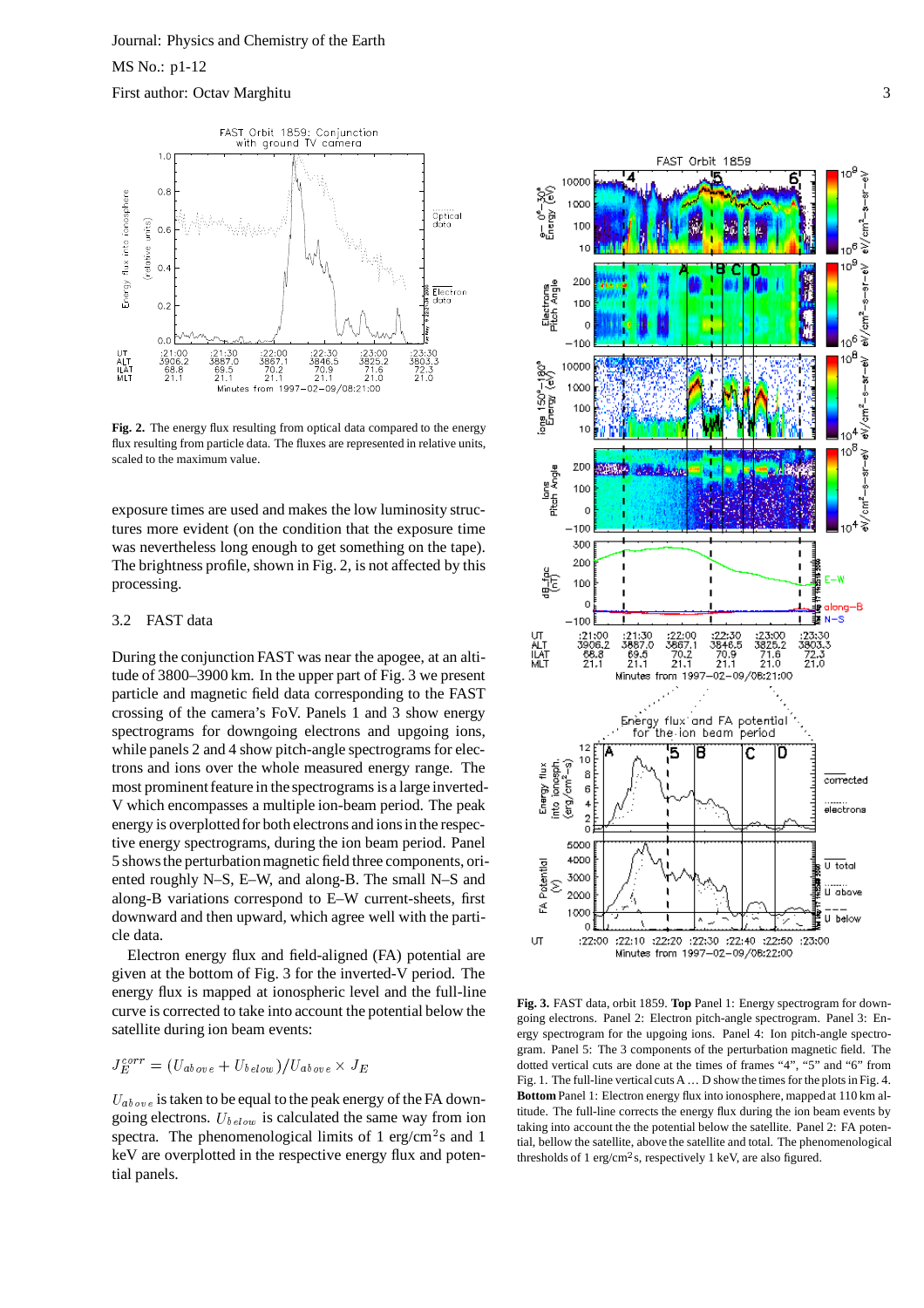**Fig. 2.** The energy flux resulting from optical data compared to the energy flux resulting from particle data. The fluxes are represented in relative units, scaled to the maximum value.

exposure times are used and makes the low luminosity structures more evident (on the condition that the exposure time was nevertheless long enough to get something on the tape). The brightness profile, shown in Fig. 2, is not affected by this processing.

### 3.2 FAST data

During the conjunction FAST was near the apogee, at an altitude of 3800–3900 km. In the upper part of Fig. 3 we present particle and magnetic field data corresponding to the FAST crossing of the camera's FoV. Panels 1 and 3 show energy spectrograms for downgoing electrons and upgoing ions, while panels 2 and 4 show pitch-angle spectrograms for electrons and ions over the whole measured energy range. The most prominent feature in the spectrograms is a large inverted-V which encompasses a multiple ion-beam period. The peak energy is overplotted for both electrons and ions in the respective energy spectrograms, during the ion beam period. Panel 5 shows the perturbation magnetic field three components, oriented roughly N–S, E–W, and along-B. The small N–S and along-B variations correspond to E–W current-sheets, first downward and then upward, which agree well with the particle data.

Electron energy flux and field-aligned (FA) potential are given at the bottom of Fig. 3 for the inverted-V period. The energy flux is mapped at ionospheric level and the full-line curve is corrected to take into account the potential below the satellite during ion beam events:

$$J_E^{corr} = (U_{above} + U_{below})/U_{above} \times J_E$$

$U_{above}$ is taken to be equal to the peak energy of the FA downgoing electrons. $U_{below}$ is calculated the same way from ion spectra. The phenomenological limits of 1 erg/cm$^2$s and 1 keV are overplotted in the respective energy flux and potential panels.

**Fig. 3.** FAST data, orbit 1859. **Top** Panel 1: Energy spectrogram for downgoing electrons. Panel 2: Electron pitch-angle spectrogram. Panel 3: Energy spectrogram for the upgoing ions. Panel 4: Ion pitch-angle spectrogram. Panel 5: The 3 components of the perturbation magnetic field. The dotted vertical cuts are done at the times of frames "4", "5" and "6" from Fig. 1. The full-line vertical cuts A … D show the times for the plots in Fig. 4. **Bottom** Panel 1: Electron energy flux into ionosphere, mapped at 110 km altitude. The full-line corrects the energy flux during the ion beam events by taking into account the potential below the satellite. Panel 2: FA potential, bellow the satellite, above the satellite and total. The phenomenological thresholds of 1 erg/cm$^2$s, respectively 1 keV are also figured.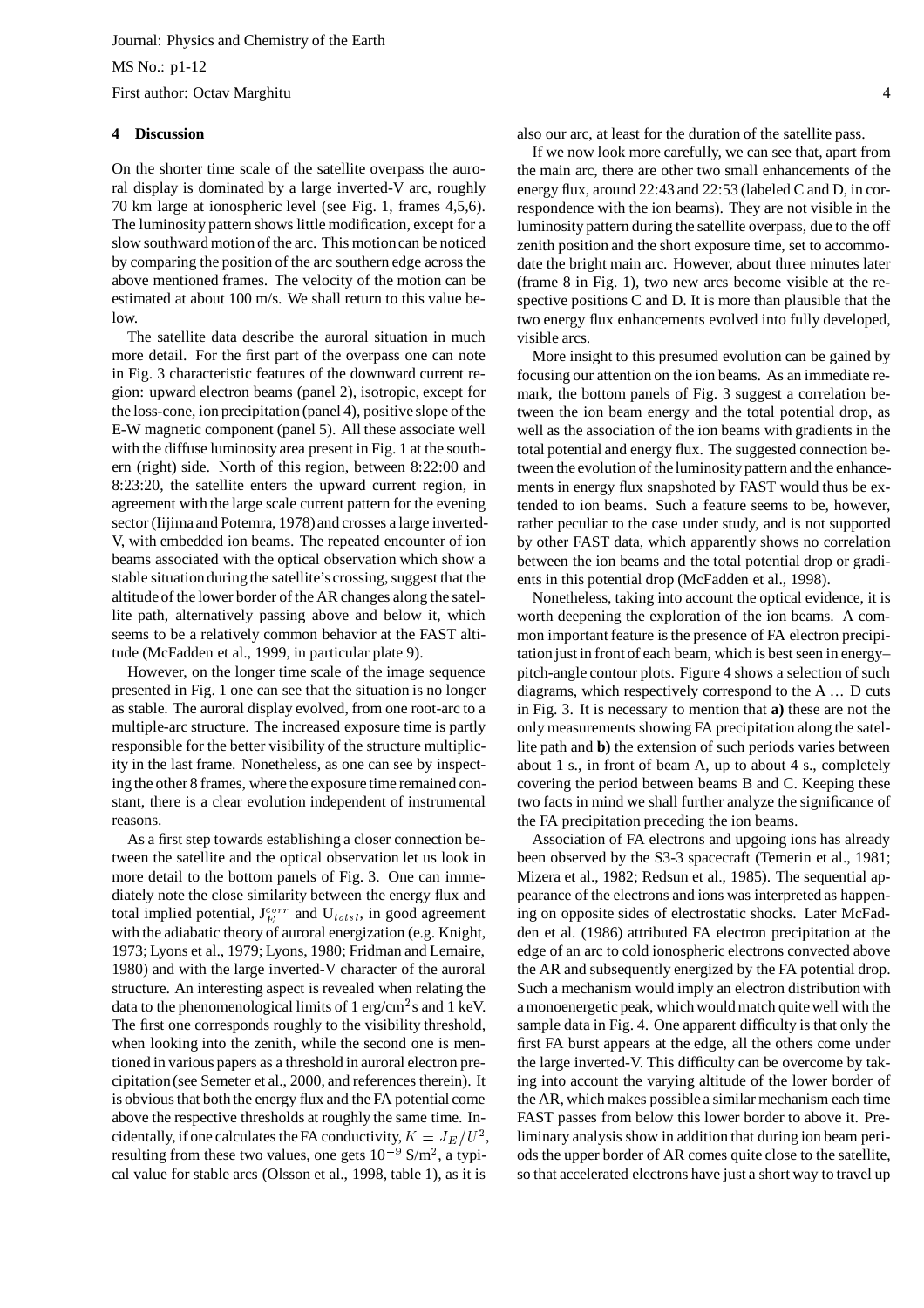## 4 Discussion

On the shorter time scale of the satellite overpass the auroral display is dominated by a large inverted-V arc, roughly 70 km large at ionospheric level (see Fig. 1, frames 4,5,6). The luminosity pattern shows little modification, except for a slow southward motion of the arc. This motion can be noticed by comparing the position of the arc southern edge across the above mentioned frames. The velocity of the motion can be estimated at about 100 m/s. We shall return to this value below.

The satellite data describe the auroral situation in much more detail. For the first part of the overpass one can note in Fig. 3 characteristic features of the downward current region: upward electron beams (panel 2), isotropic, except for the loss-cone, ion precipitation (panel 4), positive slope of the E-W magnetic component (panel 5). All these associate well with the diffuse luminosity area present in Fig. 1 at the southern (right) side. North of this region, between 8:22:00 and 8:23:20, the satellite enters the upward current region, in agreement with the large scale current pattern for the evening sector (Iijima and Potemra, 1978) and crosses a large inverted-V, with embedded ion beams. The repeated encounter of ion beams associated with the optical observation which show a stable situation during the satellite's crossing, suggest that the altitude of the lower border of the AR changes along the satellite path, alternatively passing above and below it, which seems to be a relatively common behavior at the FAST altitude (McFadden et al., 1999, in particular plate 9).

However, on the longer time scale of the image sequence presented in Fig. 1 one can see that the situation is no longer as stable. The auroral display evolved, from one root-arc to a multiple-arc structure. The increased exposure time is partly responsible for the better visibility of the structure multiplicity in the last frame. Nonetheless, as one can see by inspecting the other 8 frames, where the exposure time remained constant, there is a clear evolution independent of instrumental reasons.

As a first step towards establishing a closer connection between the satellite and the optical observation let us look in more detail to the bottom panels of Fig. 3. One can immediately note the close similarity between the energy flux and total implied potential, $J_E^{corr}$ and $U_{totsl}$, in good agreement with the adiabatic theory of auroral energization (e.g. Knight, 1973; Lyons et al., 1979; Lyons, 1980; Fridman and Lemaire, 1980) and with the large inverted-V character of the auroral structure. An interesting aspect is revealed when relating the data to the phenomenological limits of 1 erg/cm$^2$s and 1 keV. The first one corresponds roughly to the visibility threshold, when looking into the zenith, while the second one is mentioned in various papers as a threshold in auroral electron precipitation (see Semeter et al., 2000, and references therein). It is obvious that both the energy flux and the FA potential come above the respective thresholds at roughly the same time. Incidentally, if one calculates the FA conductivity, $K = J_E/U^2$, resulting from these two values, one gets $10^{-9}$ S/m$^2$, a typical value for stable arcs (Olsson et al., 1998, table 1), as it is also our arc, at least for the duration of the satellite pass.

If we now look more carefully, we can see that, apart from the main arc, there are other two small enhancements of the energy flux, around 22:43 and 22:53 (labeled C and D, in correspondence with the ion beams). They are not visible in the luminosity pattern during the satellite overpass, due to the off zenith position and the short exposure time, set to accommodate the bright main arc. However, about three minutes later (frame 8 in Fig. 1), two new arcs become visible at the respective positions C and D. It is more than plausible that the two energy flux enhancements evolved into fully developed, visible arcs.

More insight to this presumed evolution can be gained by focusing our attention on the ion beams. As an immediate remark, the bottom panels of Fig. 3 suggest a correlation between the ion beam energy and the total potential drop, as well as the association of the ion beams with gradients in the total potential and energy flux. The suggested connection between the evolution of the luminosity pattern and the enhancements in energy flux snapshoted by FAST would thus be extended to ion beams. Such a feature seems to be, however, rather peculiar to the case under study, and is not supported by other FAST data, which apparently shows no correlation between the ion beams and the total potential drop or gradients in this potential drop (McFadden et al., 1998).

Nonetheless, taking into account the optical evidence, it is worth deepening the exploration of the ion beams. A common important feature is the presence of FA electron precipitation just in front of each beam, which is best seen in energy–pitch-angle contour plots. Figure 4 shows a selection of such diagrams, which respectively correspond to the A … D cuts in Fig. 3. It is necessary to mention that **a)** these are not the only measurements showing FA precipitation along the satellite path and **b)** the extension of such periods varies between about 1 s., in front of beam A, up to about 4 s., completely covering the period between beams B and C. Keeping these two facts in mind we shall further analyze the significance of the FA precipitation preceding the ion beams.

Association of FA electrons and upgoing ions has already been observed by the S3-3 spacecraft (Temerin et al., 1981; Mizera et al., 1982; Redsun et al., 1985). The sequential appearance of the electrons and ions was interpreted as happening on opposite sides of electrostatic shocks. Later McFadden et al. (1986) attributed FA electron precipitation at the edge of an arc to cold ionospheric electrons convected above the AR and subsequently energized by the FA potential drop. Such a mechanism would imply an electron distribution with a monoenergetic peak, which would match quite well with the sample data in Fig. 4. One apparent difficulty is that only the first FA burst appears at the edge, all the others come under the large inverted-V. This difficulty can be overcome by taking into account the varying altitude of the lower border of the AR, which makes possible a similar mechanism each time FAST passes from below this lower border to above it. Preliminary analysis show in addition that during ion beam periods the upper border of AR comes quite close to the satellite, so that accelerated electrons have just a short way to travel up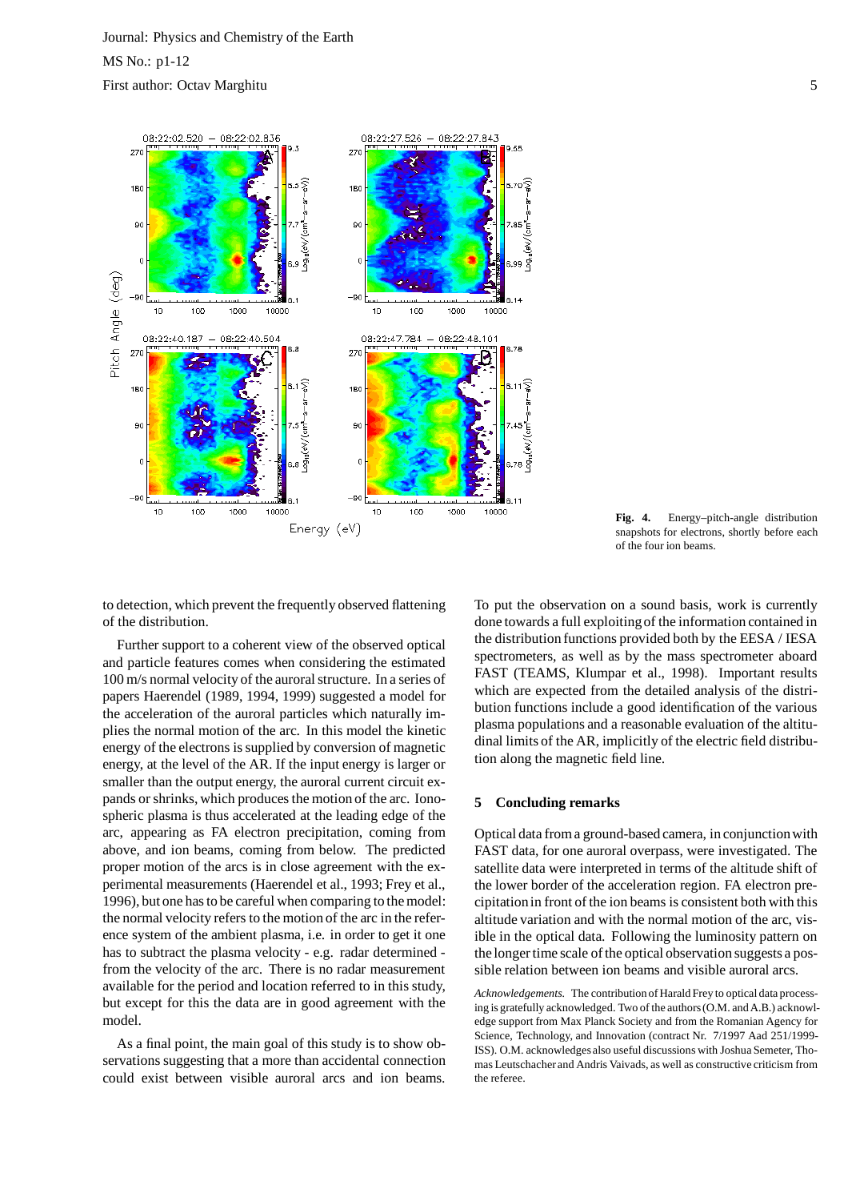Fig. 4. Energy–pitch-angle distribution snapshots for electrons, shortly before each of the four ion beams.

to detection, which prevent the frequently observed flattening of the distribution.

Further support to a coherent view of the observed optical and particle features comes when considering the estimated 100 m/s normal velocity of the auroral structure. In a series of papers Haerendel (1989, 1994, 1999) suggested a model for the acceleration of the auroral particles which naturally implies the normal motion of the arc. In this model the kinetic energy of the electrons is supplied by conversion of magnetic energy, at the level of the AR. If the input energy is larger or smaller than the output energy, the auroral current circuit expands or shrinks, which produces the motion of the arc. Ionospheric plasma is thus accelerated at the leading edge of the arc, appearing as FA electron precipitation, coming from above, and ion beams, coming from below. The predicted proper motion of the arcs is in close agreement with the experimental measurements (Haerendel et al., 1993; Frey et al., 1996), but one has to be careful when comparing to the model: the normal velocity refers to the motion of the arc in the reference system of the ambient plasma, i.e. in order to get it one has to subtract the plasma velocity - e.g. radar determined - from the velocity of the arc. There is no radar measurement available for the period and location referred to in this study, but except for this the data are in good agreement with the model.

As a final point, the main goal of this study is to show observations suggesting that a more than accidental connection could exist between visible auroral arcs and ion beams. To put the observation on a sound basis, work is currently done towards a full exploiting of the information contained in the distribution functions provided both by the EESA / IESA spectrometers, as well as by the mass spectrometer aboard FAST (TEAMS, Klumpar et al., 1998). Important results which are expected from the detailed analysis of the distribution functions include a good identification of the various plasma populations and a reasonable evaluation of the altitudinal limits of the AR, implicitly of the electric field distribution along the magnetic field line.

## 5 Concluding remarks

Optical data from a ground-based camera, in conjunction with FAST data, for one auroral overpass, were investigated. The satellite data were interpreted in terms of the altitude shift of the lower border of the acceleration region. FA electron precipitation in front of the ion beams is consistent both with this altitude variation and with the normal motion of the arc, visible in the optical data. Following the luminosity pattern on the longer time scale of the optical observation suggests a possible relation between ion beams and visible auroral arcs.

*Acknowledgements.* The contribution of Harald Frey to optical data processing is gratefully acknowledged. Two of the authors (O.M. and A.B.) acknowledge support from Max Planck Society and from the Romanian Agency for Science, Technology, and Innovation (contract Nr. 7/1997 Aad 251/1999-ISS). O.M. acknowledges also useful discussions with Joshua Semeter, Thomas Leutschacher and Andris Vaivads, as well as constructive criticism from the referee.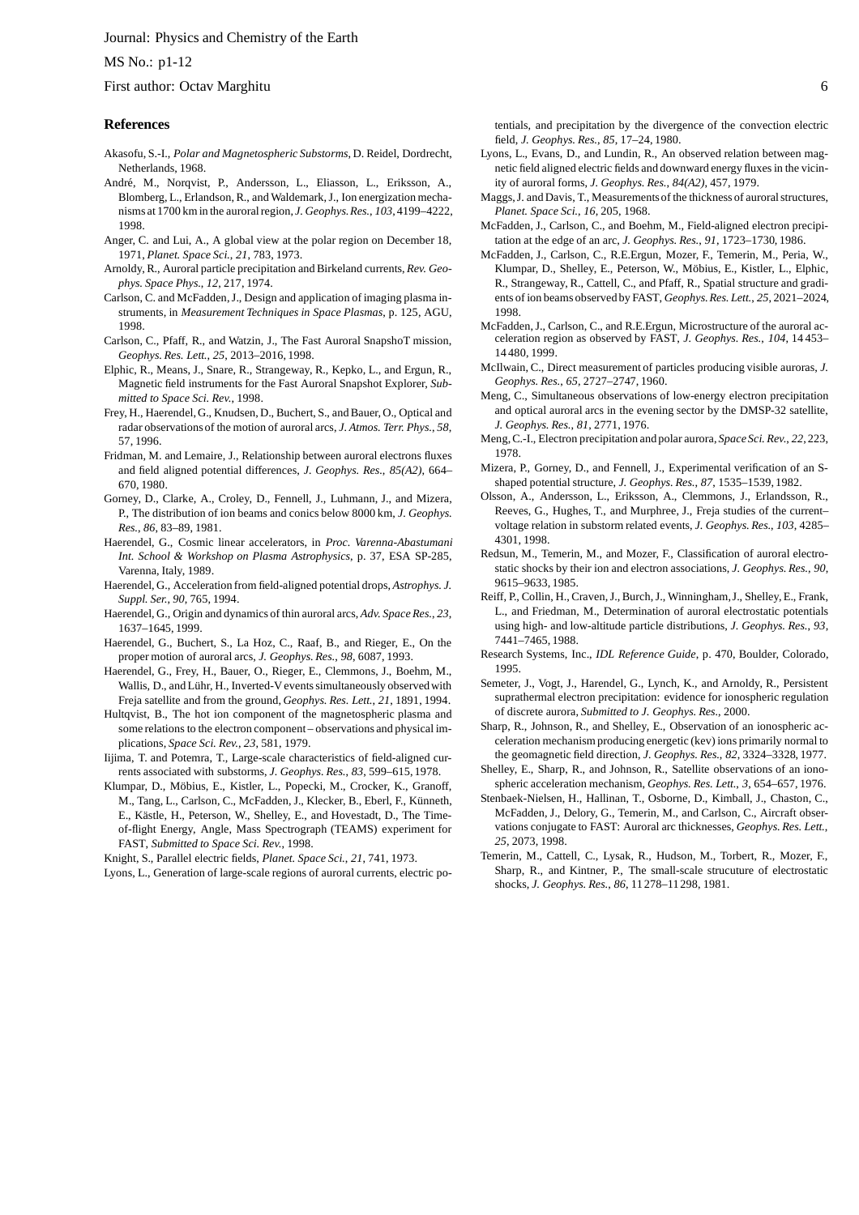## References

Akasofu, S.-I., *Polar and Magnetospheric Substorms*, D. Reidel, Dordrecht, Netherlands, 1968.

André, M., Norqvist, P., Andersson, L., Eliasson, L., Eriksson, A., Blomberg, L., Erlandson, R., and Waldemark, J., Ion energization mechanisms at 1700 km in the auroral region, *J. Geophys. Res.*, *103*, 4199–4222, 1998.

Anger, C. and Lui, A., A global view at the polar region on December 18, 1971, *Planet. Space Sci.*, *21*, 783, 1973.

Arnoldy, R., Auroral particle precipitation and Birkeland currents, *Rev. Geophys. Space Phys.*, *12*, 217, 1974.

Carlson, C. and McFadden, J., Design and application of imaging plasma instruments, in *Measurement Techniques in Space Plasmas*, p. 125, AGU, 1998.

Carlson, C., Pfaff, R., and Watzin, J., The Fast Auroral SnapshoT mission, *Geophys. Res. Lett.*, *25*, 2013–2016, 1998.

Elphic, R., Means, J., Snare, R., Strangeway, R., Kepko, L., and Ergun, R., Magnetic field instruments for the Fast Auroral Snapshot Explorer, *Submitted to Space Sci. Rev.*, 1998.

Frey, H., Haerendel, G., Knudsen, D., Buchert, S., and Bauer, O., Optical and radar observations of the motion of auroral arcs, *J. Atmos. Terr. Phys.*, *58*, 57, 1996.

Fridman, M. and Lemaire, J., Relationship between auroral electrons fluxes and field aligned potential differences, *J. Geophys. Res.*, *85(A2)*, 664–670, 1980.

Gorney, D., Clarke, A., Croley, D., Fennell, J., Luhmann, J., and Mizera, P., The distribution of ion beams and conics below 8000 km, *J. Geophys. Res.*, *86*, 83–89, 1981.

Haerendel, G., Cosmic linear accelerators, in *Proc. Varenna-Abastumani Int. School & Workshop on Plasma Astrophysics*, p. 37, ESA SP-285, Varenna, Italy, 1989.

Haerendel, G., Acceleration from field-aligned potential drops, *Astrophys. J. Suppl. Ser.*, *90*, 765, 1994.

Haerendel, G., Origin and dynamics of thin auroral arcs, *Adv. Space Res.*, *23*, 1637–1645, 1999.

Haerendel, G., Buchert, S., La Hoz, C., Raaf, B., and Rieger, E., On the proper motion of auroral arcs, *J. Geophys. Res.*, *98*, 6087, 1993.

Haerendel, G., Frey, H., Bauer, O., Rieger, E., Clemmons, J., Boehm, M., Wallis, D., and Lühr, H., Inverted-V events simultaneously observed with Freja satellite and from the ground, *Geophys. Res. Lett.*, *21*, 1891, 1994.

Hultqvist, B., The hot ion component of the magnetospheric plasma and some relations to the electron component – observations and physical implications, *Space Sci. Rev.*, *23*, 581, 1979.

Iijima, T. and Potemra, T., Large-scale characteristics of field-aligned currents associated with substorms, *J. Geophys. Res.*, *83*, 599–615, 1978.

Klumpar, D., Möbius, E., Kistler, L., Popecki, M., Crocker, K., Granoff, M., Tang, L., Carlson, C., McFadden, J., Klecker, B., Eberl, F., Künneth, E., Kästle, H., Peterson, W., Shelley, E., and Hovestadt, D., The Time-of-flight Energy, Angle, Mass Spectrograph (TEAMS) experiment for FAST, *Submitted to Space Sci. Rev.*, 1998.

Knight, S., Parallel electric fields, *Planet. Space Sci.*, *21*, 741, 1973.

Lyons, L., Generation of large-scale regions of auroral currents, electric potentials, and precipitation by the divergence of the convection electric field, *J. Geophys. Res.*, *85*, 17–24, 1980.

Lyons, L., Evans, D., and Lundin, R., An observed relation between magnetic field aligned electric fields and downward energy fluxes in the vicinity of auroral forms, *J. Geophys. Res.*, *84(A2)*, 457, 1979.

Maggs, J. and Davis, T., Measurements of the thickness of auroral structures, *Planet. Space Sci.*, *16*, 205, 1968.

McFadden, J., Carlson, C., and Boehm, M., Field-aligned electron precipitation at the edge of an arc, *J. Geophys. Res.*, *91*, 1723–1730, 1986.

McFadden, J., Carlson, C., R.E.Ergun, Mozer, F., Temerin, M., Peria, W., Klumpar, D., Shelley, E., Peterson, W., Möbius, E., Kistler, L., Elphic, R., Strangeway, R., Cattell, C., and Pfaff, R., Spatial structure and gradients of ion beams observed by FAST, *Geophys. Res. Lett.*, *25*, 2021–2024, 1998.

McFadden, J., Carlson, C., and R.E.Ergun, Microstructure of the auroral acceleration region as observed by FAST, *J. Geophys. Res.*, *104*, 14 453–14 480, 1999.

McIlwain, C., Direct measurement of particles producing visible auroras, *J. Geophys. Res.*, *65*, 2727–2747, 1960.

Meng, C., Simultaneous observations of low-energy electron precipitation and optical auroral arcs in the evening sector by the DMSP-32 satellite, *J. Geophys. Res.*, *81*, 2771, 1976.

Meng, C.-I., Electron precipitation and polar aurora, *Space Sci. Rev.*, *22*, 223, 1978.

Mizera, P., Gorney, D., and Fennell, J., Experimental verification of an S-shaped potential structure, *J. Geophys. Res.*, *87*, 1535–1539, 1982.

Olsson, A., Andersson, L., Eriksson, A., Clemmons, J., Erlandsson, R., Reeves, G., Hughes, T., and Murphree, J., Freja studies of the current–voltage relation in substorm related events, *J. Geophys. Res.*, *103*, 4285–4301, 1998.

Redsun, M., Temerin, M., and Mozer, F., Classification of auroral electrostatic shocks by their ion and electron associations, *J. Geophys. Res.*, *90*, 9615–9633, 1985.

Reiff, P., Collin, H., Craven, J., Burch, J., Winningham, J., Shelley, E., Frank, L., and Friedman, M., Determination of auroral electrostatic potentials using high- and low-altitude particle distributions, *J. Geophys. Res.*, *93*, 7441–7465, 1988.

Research Systems, Inc., *IDL Reference Guide*, p. 470, Boulder, Colorado, 1995.

Semeter, J., Vogt, J., Harendel, G., Lynch, K., and Arnoldy, R., Persistent suprathermal electron precipitation: evidence for ionospheric regulation of discrete aurora, *Submitted to J. Geophys. Res.*, 2000.

Sharp, R., Johnson, R., and Shelley, E., Observation of an ionospheric acceleration mechanism producing energetic (kev) ions primarily normal to the geomagnetic field direction, *J. Geophys. Res.*, *82*, 3324–3328, 1977.

Shelley, E., Sharp, R., and Johnson, R., Satellite observations of an ionospheric acceleration mechanism, *Geophys. Res. Lett.*, *3*, 654–657, 1976.

Stenbaek-Nielsen, H., Hallinan, T., Osborne, D., Kimball, J., Chaston, C., McFadden, J., Delory, G., Temerin, M., and Carlson, C., Aircraft observations conjugate to FAST: Auroral arc thicknesses, *Geophys. Res. Lett.*, *25*, 2073, 1998.

Temerin, M., Cattell, C., Lysak, R., Hudson, M., Torbert, R., Mozer, F., Sharp, R., and Kintner, P., The small-scale strucuture of electrostatic shocks, *J. Geophys. Res.*, *86*, 11 278–11 298, 1981.